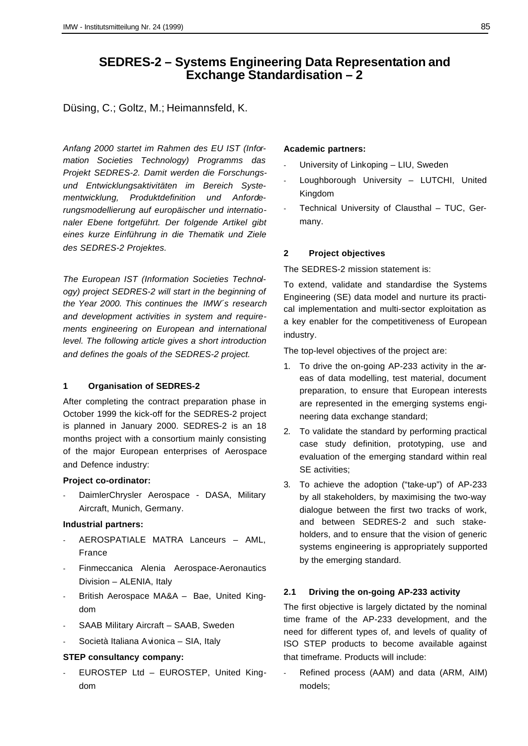# SEDRES-2 – Systems Engineering Data Representation and Exchange Standardisation – 2

Düsing, C.; Goltz, M.; Heimannsfeld, K.

*Anfang 2000 startet im Rahmen des EU IST (Information Societies Technology) Programms das Projekt SEDRES-2. Damit werden die Forschungs- und Entwicklungsaktivitäten im Bereich Systementwicklung, Produktdefinition und Anforderungsmodellierung auf europäischer und internationaler Ebene fortgeführt. Der folgende Artikel gibt eines kurze Einführung in die Thematik und Ziele des SEDRES-2 Projektes.*

*The European IST (Information Societies Technology) project SEDRES-2 will start in the beginning of the Year 2000. This continues the IMW´s research and development activities in system and requirements engineering on European and international level. The following article gives a short introduction and defines the goals of the SEDRES-2 project.*

## 1 Organisation of SEDRES-2

After completing the contract preparation phase in October 1999 the kick-off for the SEDRES-2 project is planned in January 2000. SEDRES-2 is an 18 months project with a consortium mainly consisting of the major European enterprises of Aerospace and Defence industry:

**Project co-ordinator:**

- DaimlerChrysler Aerospace - DASA, Military Aircraft, Munich, Germany.

**Industrial partners:**

- AEROSPATIALE MATRA Lanceurs – AML, France
- Finmeccanica Alenia Aerospace-Aeronautics Division – ALENIA, Italy
- British Aerospace MA&A – Bae, United Kingdom
- SAAB Military Aircraft – SAAB, Sweden
- Società Italiana Avionica – SIA, Italy

**STEP consultancy company:**

- EUROSTEP Ltd – EUROSTEP, United Kingdom

**Academic partners:**

- University of Linkoping – LIU, Sweden
- Loughborough University – LUTCHI, United Kingdom
- Technical University of Clausthal – TUC, Germany.

## 2 Project objectives

The SEDRES-2 mission statement is:

To extend, validate and standardise the Systems Engineering (SE) data model and nurture its practical implementation and multi-sector exploitation as a key enabler for the competitiveness of European industry.

The top-level objectives of the project are:

1. To drive the on-going AP-233 activity in the areas of data modelling, test material, document preparation, to ensure that European interests are represented in the emerging systems engineering data exchange standard;
2. To validate the standard by performing practical case study definition, prototyping, use and evaluation of the emerging standard within real SE activities;
3. To achieve the adoption ("take-up") of AP-233 by all stakeholders, by maximising the two-way dialogue between the first two tracks of work, and between SEDRES-2 and such stakeholders, and to ensure that the vision of generic systems engineering is appropriately supported by the emerging standard.

### 2.1 Driving the on-going AP-233 activity

The first objective is largely dictated by the nominal time frame of the AP-233 development, and the need for different types of, and levels of quality of ISO STEP products to become available against that timeframe. Products will include:

- Refined process (AAM) and data (ARM, AIM) models;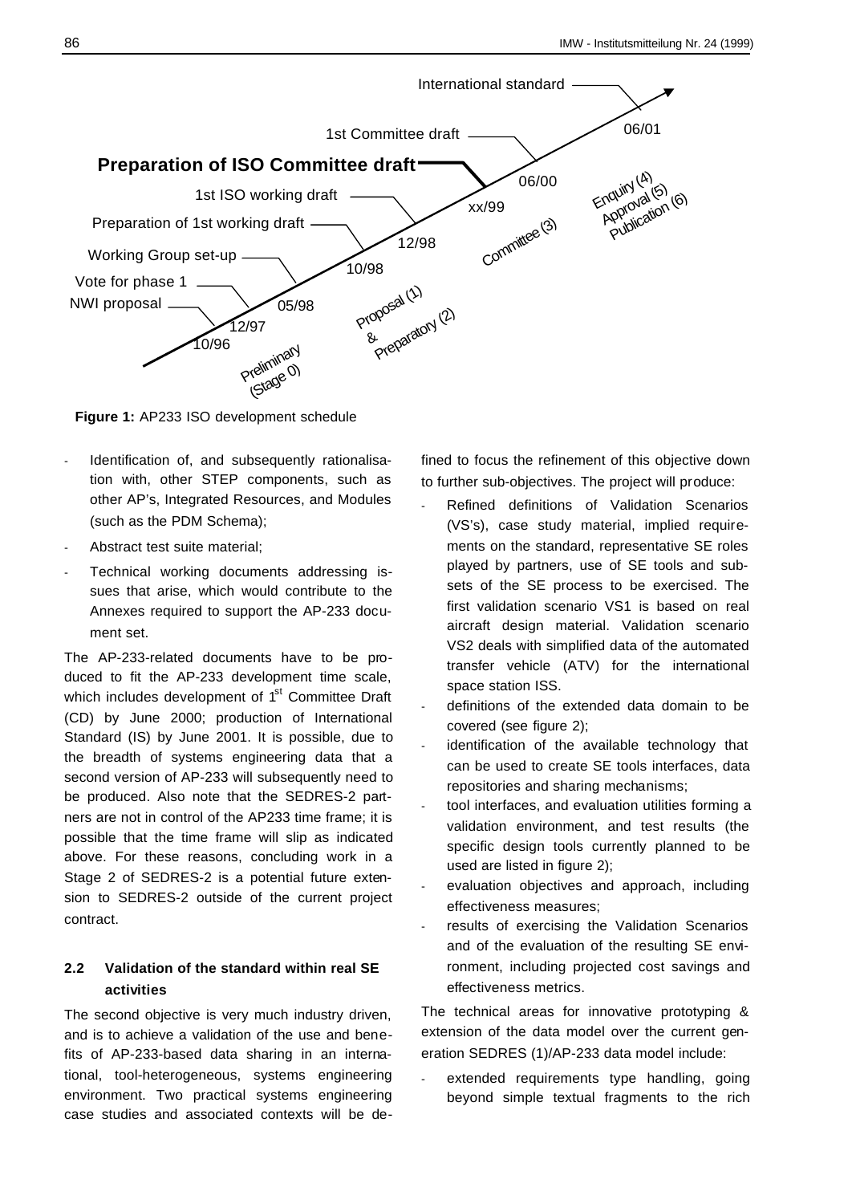**Figure 1:** AP233 ISO development schedule

- Identification of, and subsequently rationalisation with, other STEP components, such as other AP's, Integrated Resources, and Modules (such as the PDM Schema);
- Abstract test suite material;
- Technical working documents addressing issues that arise, which would contribute to the Annexes required to support the AP-233 document set.

The AP-233-related documents have to be produced to fit the AP-233 development time scale, which includes development of 1st Committee Draft (CD) by June 2000; production of International Standard (IS) by June 2001. It is possible, due to the breadth of systems engineering data that a second version of AP-233 will subsequently need to be produced. Also note that the SEDRES-2 partners are not in control of the AP233 time frame; it is possible that the time frame will slip as indicated above. For these reasons, concluding work in a Stage 2 of SEDRES-2 is a potential future extension to SEDRES-2 outside of the current project contract.

### 2.2 Validation of the standard within real SE activities

The second objective is very much industry driven, and is to achieve a validation of the use and benefits of AP-233-based data sharing in an international, tool-heterogeneous, systems engineering environment. Two practical systems engineering case studies and associated contexts will be defined to focus the refinement of this objective down to further sub-objectives. The project will produce:

- Refined definitions of Validation Scenarios (VS's), case study material, implied requirements on the standard, representative SE roles played by partners, use of SE tools and subsets of the SE process to be exercised. The first validation scenario VS1 is based on real aircraft design material. Validation scenario VS2 deals with simplified data of the automated transfer vehicle (ATV) for the international space station ISS.
- definitions of the extended data domain to be covered (see figure 2);
- identification of the available technology that can be used to create SE tools interfaces, data repositories and sharing mechanisms;
- tool interfaces, and evaluation utilities forming a validation environment, and test results (the specific design tools currently planned to be used are listed in figure 2);
- evaluation objectives and approach, including effectiveness measures;
- results of exercising the Validation Scenarios and of the evaluation of the resulting SE environment, including projected cost savings and effectiveness metrics.

The technical areas for innovative prototyping & extension of the data model over the current generation SEDRES (1)/AP-233 data model include:

- extended requirements type handling, going beyond simple textual fragments to the rich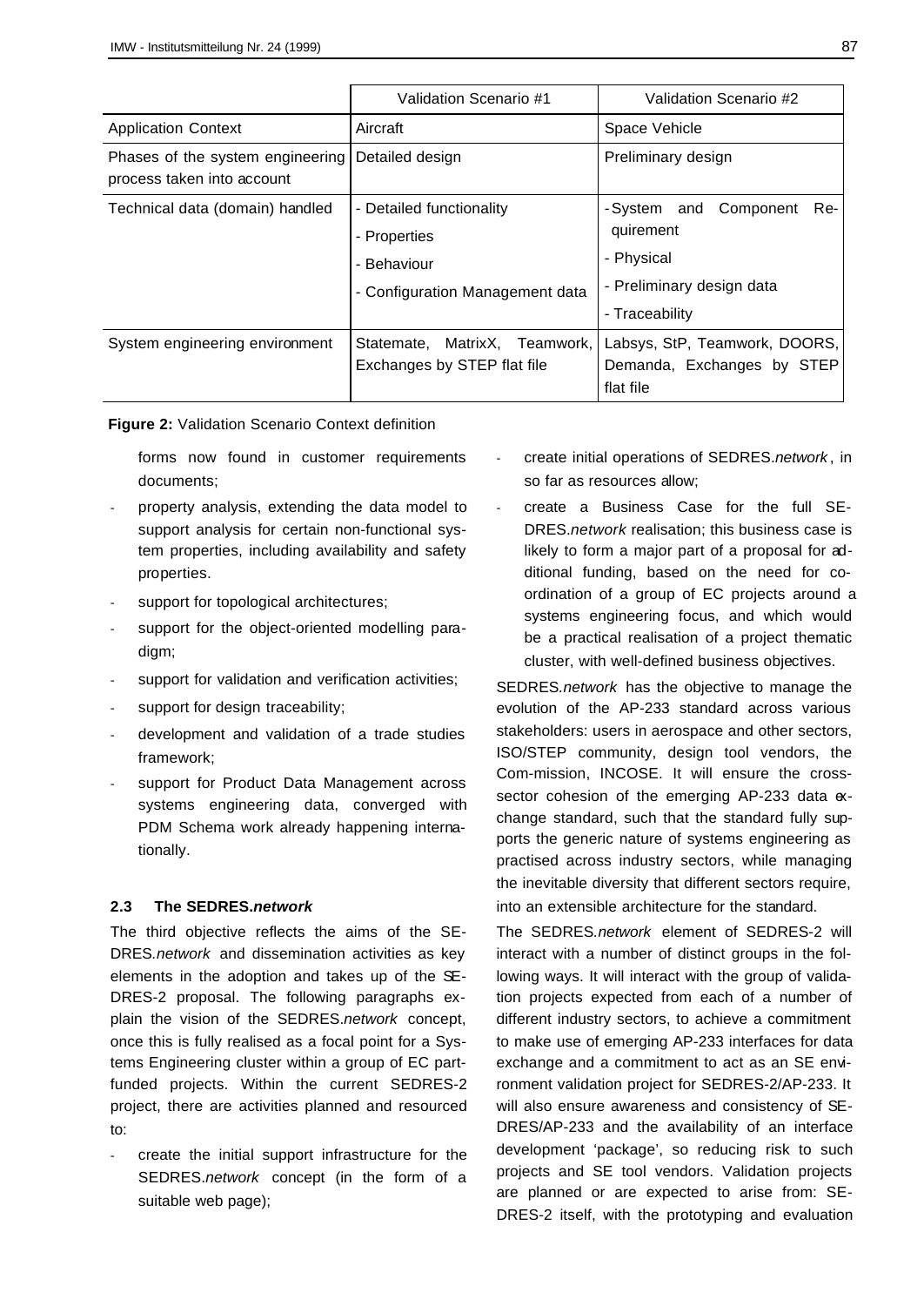| | Validation Scenario #1 | Validation Scenario #2 |
|---|---|---|
| Application Context | Aircraft | Space Vehicle |
| Phases of the system engineering process taken into account | Detailed design | Preliminary design |
| Technical data (domain) handled | - Detailed functionality<br>- Properties<br>- Behaviour<br>- Configuration Management data | - System and Component Requirement<br>- Physical<br>- Preliminary design data<br>- Traceability |
| System engineering environment | Statemate, MatrixX, Teamwork, Exchanges by STEP flat file | Labsys, StP, Teamwork, DOORS, Demanda, Exchanges by STEP flat file |

**Figure 2:** Validation Scenario Context definition

forms now found in customer requirements documents;

- property analysis, extending the data model to support analysis for certain non-functional system properties, including availability and safety properties.
- support for topological architectures;
- support for the object-oriented modelling paradigm;
- support for validation and verification activities;
- support for design traceability;
- development and validation of a trade studies framework;
- support for Product Data Management across systems engineering data, converged with PDM Schema work already happening internationally.

### 2.3 The SEDRES.*network*

The third objective reflects the aims of the SEDRES.*network* and dissemination activities as key elements in the adoption and takes up of the SEDRES-2 proposal. The following paragraphs explain the vision of the SEDRES.*network* concept, once this is fully realised as a focal point for a Systems Engineering cluster within a group of EC part-funded projects. Within the current SEDRES-2 project, there are activities planned and resourced to:

- create the initial support infrastructure for the SEDRES.*network* concept (in the form of a suitable web page);
- create initial operations of SEDRES.*network*, in so far as resources allow;
- create a Business Case for the full SEDRES.*network* realisation; this business case is likely to form a major part of a proposal for additional funding, based on the need for co-ordination of a group of EC projects around a systems engineering focus, and which would be a practical realisation of a project thematic cluster, with well-defined business objectives.

SEDRES.*network* has the objective to manage the evolution of the AP-233 standard across various stakeholders: users in aerospace and other sectors, ISO/STEP community, design tool vendors, the Com-mission, INCOSE. It will ensure the cross-sector cohesion of the emerging AP-233 data exchange standard, such that the standard fully supports the generic nature of systems engineering as practised across industry sectors, while managing the inevitable diversity that different sectors require, into an extensible architecture for the standard.

The SEDRES.*network* element of SEDRES-2 will interact with a number of distinct groups in the following ways. It will interact with the group of validation projects expected from each of a number of different industry sectors, to achieve a commitment to make use of emerging AP-233 interfaces for data exchange and a commitment to act as an SE environment validation project for SEDRES-2/AP-233. It will also ensure awareness and consistency of SEDRES/AP-233 and the availability of an interface development 'package', so reducing risk to such projects and SE tool vendors. Validation projects are planned or are expected to arise from: SEDRES-2 itself, with the prototyping and evaluation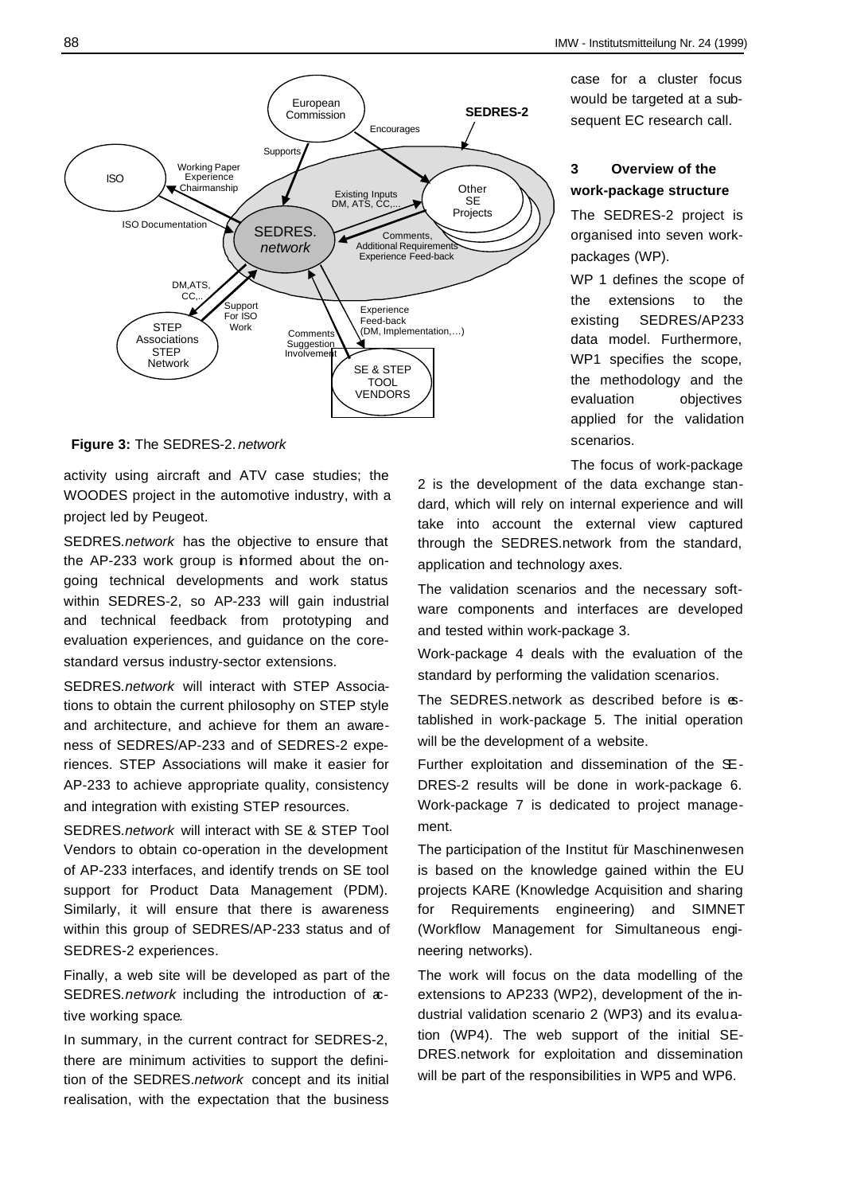European Commission

SEDRES-2

Encourages

Supports

ISO

Working Paper Experience Chairmanship

Existing Inputs DM, ATS, CC,...

Other SE Projects

ISO Documentation

SEDRES. *network*

Comments, Additional Requirements Experience Feed-back

DM,ATS, CC,..

Support For ISO Work

Experience Feed-back (DM, Implementation,…)

STEP Associations STEP Network

Comments Suggestion Involvement

SE & STEP TOOL VENDORS

**Figure 3:** The SEDRES-2. *network*

activity using aircraft and ATV case studies; the WOODES project in the automotive industry, with a project led by Peugeot.

SEDRES.*network* has the objective to ensure that the AP-233 work group is informed about the ongoing technical developments and work status within SEDRES-2, so AP-233 will gain industrial and technical feedback from prototyping and evaluation experiences, and guidance on the core-standard versus industry-sector extensions.

SEDRES.*network* will interact with STEP Associations to obtain the current philosophy on STEP style and architecture, and achieve for them an awareness of SEDRES/AP-233 and of SEDRES-2 experiences. STEP Associations will make it easier for AP-233 to achieve appropriate quality, consistency and integration with existing STEP resources.

SEDRES.*network* will interact with SE & STEP Tool Vendors to obtain co-operation in the development of AP-233 interfaces, and identify trends on SE tool support for Product Data Management (PDM). Similarly, it will ensure that there is awareness within this group of SEDRES/AP-233 status and of SEDRES-2 experiences.

Finally, a web site will be developed as part of the SEDRES.*network* including the introduction of active working space.

In summary, in the current contract for SEDRES-2, there are minimum activities to support the definition of the SEDRES.*network* concept and its initial realisation, with the expectation that the business case for a cluster focus would be targeted at a subsequent EC research call.

## 3 Overview of the work-package structure

The SEDRES-2 project is organised into seven work-packages (WP).

WP 1 defines the scope of the extensions to the existing SEDRES/AP233 data model. Furthermore, WP1 specifies the scope, the methodology and the evaluation objectives applied for the validation scenarios.

The focus of work-package 2 is the development of the data exchange standard, which will rely on internal experience and will take into account the external view captured through the SEDRES.network from the standard, application and technology axes.

The validation scenarios and the necessary software components and interfaces are developed and tested within work-package 3.

Work-package 4 deals with the evaluation of the standard by performing the validation scenarios.

The SEDRES.network as described before is established in work-package 5. The initial operation will be the development of a website.

Further exploitation and dissemination of the SEDRES-2 results will be done in work-package 6. Work-package 7 is dedicated to project management.

The participation of the Institut für Maschinenwesen is based on the knowledge gained within the EU projects KARE (Knowledge Acquisition and sharing for Requirements engineering) and SIMNET (Workflow Management for Simultaneous engineering networks).

The work will focus on the data modelling of the extensions to AP233 (WP2), development of the industrial validation scenario 2 (WP3) and its evaluation (WP4). The web support of the initial SEDRES.network for exploitation and dissemination will be part of the responsibilities in WP5 and WP6.